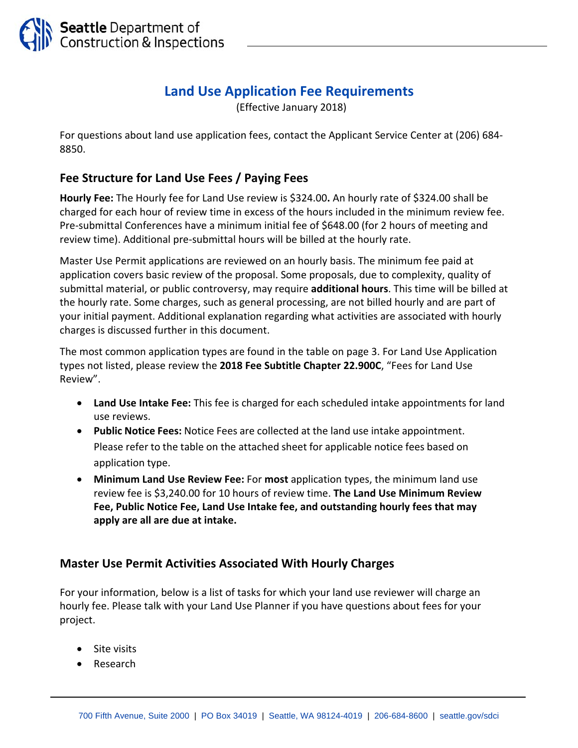# Land Use Application Fee Requirements

(Effective January 2018)

For questions about land use application fees, contact the Applicant Service Center at (206) 684-8850.

## Fee Structure for Land Use Fees / Paying Fees

**Hourly Fee:** The Hourly fee for Land Use review is $324.00**.** An hourly rate of $324.00 shall be charged for each hour of review time in excess of the hours included in the minimum review fee. Pre-submittal Conferences have a minimum initial fee of $648.00 (for 2 hours of meeting and review time). Additional pre-submittal hours will be billed at the hourly rate.

Master Use Permit applications are reviewed on an hourly basis. The minimum fee paid at application covers basic review of the proposal. Some proposals, due to complexity, quality of submittal material, or public controversy, may require **additional hours**. This time will be billed at the hourly rate. Some charges, such as general processing, are not billed hourly and are part of your initial payment. Additional explanation regarding what activities are associated with hourly charges is discussed further in this document.

The most common application types are found in the table on page 3. For Land Use Application types not listed, please review the **2018 Fee Subtitle Chapter 22.900C**, "Fees for Land Use Review".

- **Land Use Intake Fee:** This fee is charged for each scheduled intake appointments for land use reviews.
- **Public Notice Fees:** Notice Fees are collected at the land use intake appointment. Please refer to the table on the attached sheet for applicable notice fees based on application type.
- **Minimum Land Use Review Fee:** For **most** application types, the minimum land use review fee is $3,240.00 for 10 hours of review time. **The Land Use Minimum Review Fee, Public Notice Fee, Land Use Intake fee, and outstanding hourly fees that may apply are all are due at intake.**

## Master Use Permit Activities Associated With Hourly Charges

For your information, below is a list of tasks for which your land use reviewer will charge an hourly fee. Please talk with your Land Use Planner if you have questions about fees for your project.

- Site visits
- Research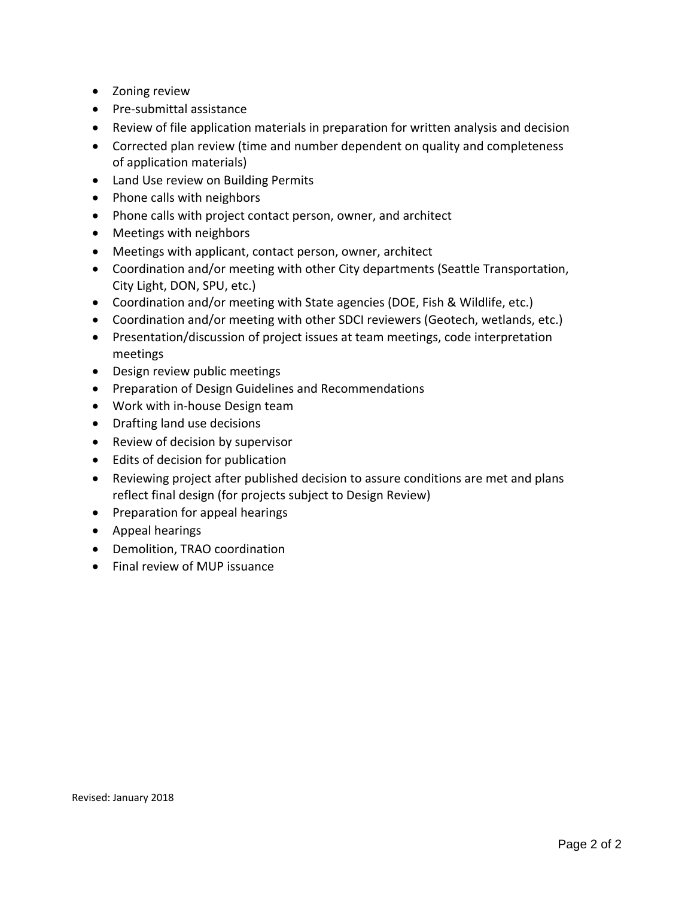- Zoning review
- Pre-submittal assistance
- Review of file application materials in preparation for written analysis and decision
- Corrected plan review (time and number dependent on quality and completeness of application materials)
- Land Use review on Building Permits
- Phone calls with neighbors
- Phone calls with project contact person, owner, and architect
- Meetings with neighbors
- Meetings with applicant, contact person, owner, architect
- Coordination and/or meeting with other City departments (Seattle Transportation, City Light, DON, SPU, etc.)
- Coordination and/or meeting with State agencies (DOE, Fish & Wildlife, etc.)
- Coordination and/or meeting with other SDCI reviewers (Geotech, wetlands, etc.)
- Presentation/discussion of project issues at team meetings, code interpretation meetings
- Design review public meetings
- Preparation of Design Guidelines and Recommendations
- Work with in-house Design team
- Drafting land use decisions
- Review of decision by supervisor
- Edits of decision for publication
- Reviewing project after published decision to assure conditions are met and plans reflect final design (for projects subject to Design Review)
- Preparation for appeal hearings
- Appeal hearings
- Demolition, TRAO coordination
- Final review of MUP issuance

Revised: January 2018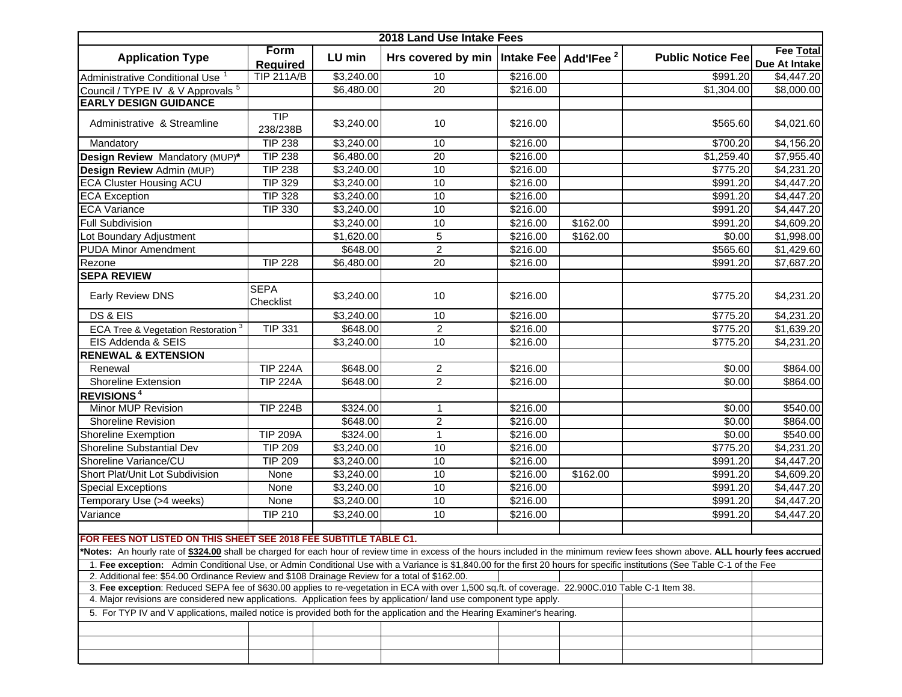| 2018 Land Use Intake Fees | | | | | | | |
|---|---|---|---|---|---|---|---|
| **Application Type** | **Form Required** | **LU min** | **Hrs covered by min** | **Intake Fee** | **Add'lFee [2]** | **Public Notice Fee** | **Fee Total Due At Intake** |
| Administrative Conditional Use [1] | TIP 211A/B | $3,240.00 | 10 | $216.00 | | $991.20 | $4,447.20 |
| Council / TYPE IV & V Approvals [5] | | $6,480.00 | 20 | $216.00 | | $1,304.00 | $8,000.00 |
| **EARLY DESIGN GUIDANCE** | | | | | | | |
| Administrative & Streamline | TIP 238/238B | $3,240.00 | 10 | $216.00 | | $565.60 | $4,021.60 |
| Mandatory | TIP 238 | $3,240.00 | 10 | $216.00 | | $700.20 | $4,156.20 |
| **Design Review** Mandatory (MUP)* | TIP 238 | $6,480.00 | 20 | $216.00 | | $1,259.40 | $7,955.40 |
| **Design Review** Admin (MUP) | TIP 238 | $3,240.00 | 10 | $216.00 | | $775.20 | $4,231.20 |
| ECA Cluster Housing ACU | TIP 329 | $3,240.00 | 10 | $216.00 | | $991.20 | $4,447.20 |
| ECA Exception | TIP 328 | $3,240.00 | 10 | $216.00 | | $991.20 | $4,447.20 |
| ECA Variance | TIP 330 | $3,240.00 | 10 | $216.00 | | $991.20 | $4,447.20 |
| Full Subdivision | | $3,240.00 | 10 | $216.00 | $162.00 | $991.20 | $4,609.20 |
| Lot Boundary Adjustment | | $1,620.00 | 5 | $216.00 | $162.00 | $0.00 | $1,998.00 |
| PUDA Minor Amendment | | $648.00 | 2 | $216.00 | | $565.60 | $1,429.60 |
| Rezone | TIP 228 | $6,480.00 | 20 | $216.00 | | $991.20 | $7,687.20 |
| **SEPA REVIEW** | | | | | | | |
| Early Review DNS | SEPA Checklist | $3,240.00 | 10 | $216.00 | | $775.20 | $4,231.20 |
| DS & EIS | | $3,240.00 | 10 | $216.00 | | $775.20 | $4,231.20 |
| ECA Tree & Vegetation Restoration [3] | TIP 331 | $648.00 | 2 | $216.00 | | $775.20 | $1,639.20 |
| EIS Addenda & SEIS | | $3,240.00 | 10 | $216.00 | | $775.20 | $4,231.20 |
| **RENEWAL & EXTENSION** | | | | | | | |
| Renewal | TIP 224A | $648.00 | 2 | $216.00 | | $0.00 | $864.00 |
| Shoreline Extension | TIP 224A | $648.00 | 2 | $216.00 | | $0.00 | $864.00 |
| **REVISIONS [4]** | | | | | | | |
| Minor MUP Revision | TIP 224B | $324.00 | 1 | $216.00 | | $0.00 | $540.00 |
| Shoreline Revision | | $648.00 | 2 | $216.00 | | $0.00 | $864.00 |
| Shoreline Exemption | TIP 209A | $324.00 | 1 | $216.00 | | $0.00 | $540.00 |
| Shoreline Substantial Dev | TIP 209 | $3,240.00 | 10 | $216.00 | | $775.20 | $4,231.20 |
| Shoreline Variance/CU | TIP 209 | $3,240.00 | 10 | $216.00 | | $991.20 | $4,447.20 |
| Short Plat/Unit Lot Subdivision | None | $3,240.00 | 10 | $216.00 | $162.00 | $991.20 | $4,609.20 |
| Special Exceptions | None | $3,240.00 | 10 | $216.00 | | $991.20 | $4,447.20 |
| Temporary Use (>4 weeks) | None | $3,240.00 | 10 | $216.00 | | $991.20 | $4,447.20 |
| Variance | TIP 210 | $3,240.00 | 10 | $216.00 | | $991.20 | $4,447.20 |

**FOR FEES NOT LISTED ON THIS SHEET SEE 2018 FEE SUBTITLE TABLE C1.**

***Notes:** An hourly rate of **$324.00** shall be charged for each hour of review time in excess of the hours included in the minimum review fees shown above. **ALL hourly fees accrued**

1. **Fee exception:** Admin Conditional Use, or Admin Conditional Use with a Variance is $1,840.00 for the first 20 hours for specific institutions (See Table C-1 of the Fee
2. Additional fee: $54.00 Ordinance Review and $108 Drainage Review for a total of $162.00.
3. **Fee exception**: Reduced SEPA fee of $630.00 applies to re-vegetation in ECA with over 1,500 sq.ft. of coverage. 22.900C.010 Table C-1 Item 38.
4. Major revisions are considered new applications. Application fees by application/ land use component type apply.
5. For TYP IV and V applications, mailed notice is provided both for the application and the Hearing Examiner's hearing.